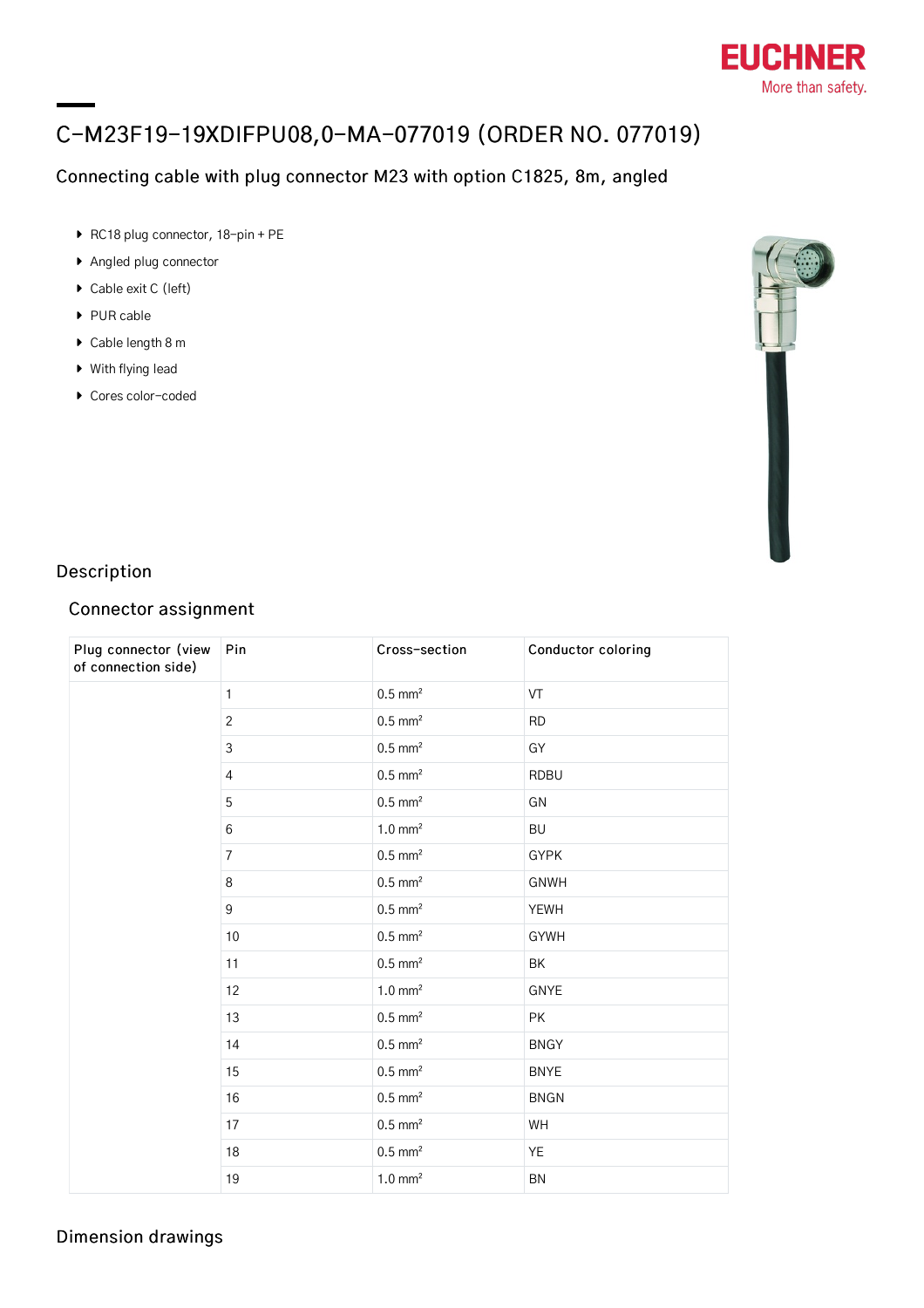# C-M23F19-19XDIFPU08,0-MA-077019 (ORDER NO. 077019)

## Connecting cable with plug connector M23 with option C1825, 8m, angled

- RC18 plug connector, 18-pin + PE
- Angled plug connector
- Cable exit C (left)
- PUR cable
- Cable length 8 m
- With flying lead
- Cores color-coded

## Description

### Connector assignment

| Plug connector (view of connection side) | Pin | Cross-section | Conductor coloring |
|---|---|---|---|
| | 1 | 0.5 mm² | VT |
| | 2 | 0.5 mm² | RD |
| | 3 | 0.5 mm² | GY |
| | 4 | 0.5 mm² | RDBU |
| | 5 | 0.5 mm² | GN |
| | 6 | 1.0 mm² | BU |
| | 7 | 0.5 mm² | GYPK |
| | 8 | 0.5 mm² | GNWH |
| | 9 | 0.5 mm² | YEWH |
| | 10 | 0.5 mm² | GYWH |
| | 11 | 0.5 mm² | BK |
| | 12 | 1.0 mm² | GNYE |
| | 13 | 0.5 mm² | PK |
| | 14 | 0.5 mm² | BNGY |
| | 15 | 0.5 mm² | BNYE |
| | 16 | 0.5 mm² | BNGN |
| | 17 | 0.5 mm² | WH |
| | 18 | 0.5 mm² | YE |
| | 19 | 1.0 mm² | BN |

## Dimension drawings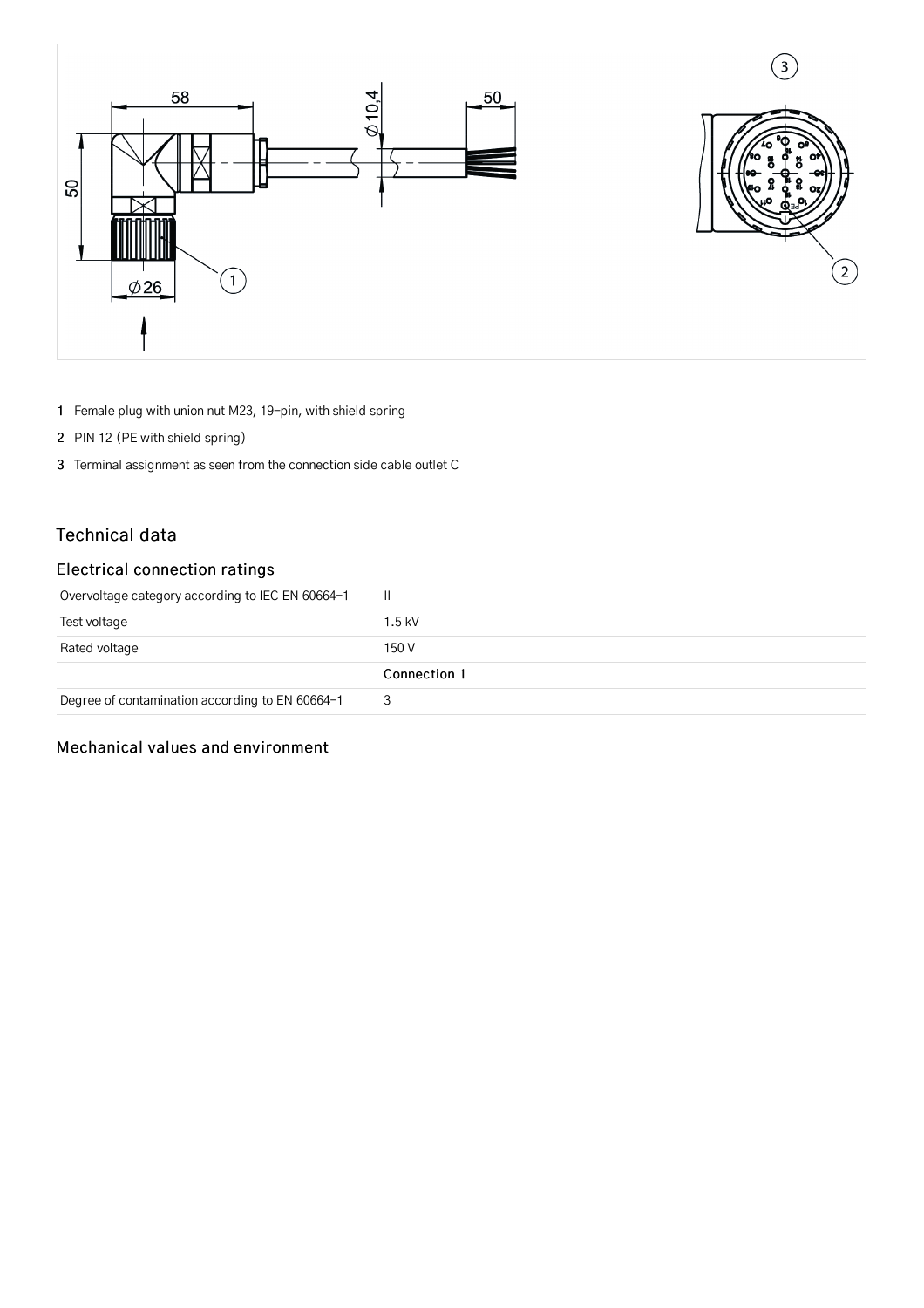1 Female plug with union nut M23, 19-pin, with shield spring

2 PIN 12 (PE with shield spring)

3 Terminal assignment as seen from the connection side cable outlet C

## Technical data

### Electrical connection ratings

| | |
|---|---|
| Overvoltage category according to IEC EN 60664-1 | II |
| Test voltage | 1.5 kV |
| Rated voltage | 150 V |
| | **Connection 1** |
| Degree of contamination according to EN 60664-1 | 3 |

### Mechanical values and environment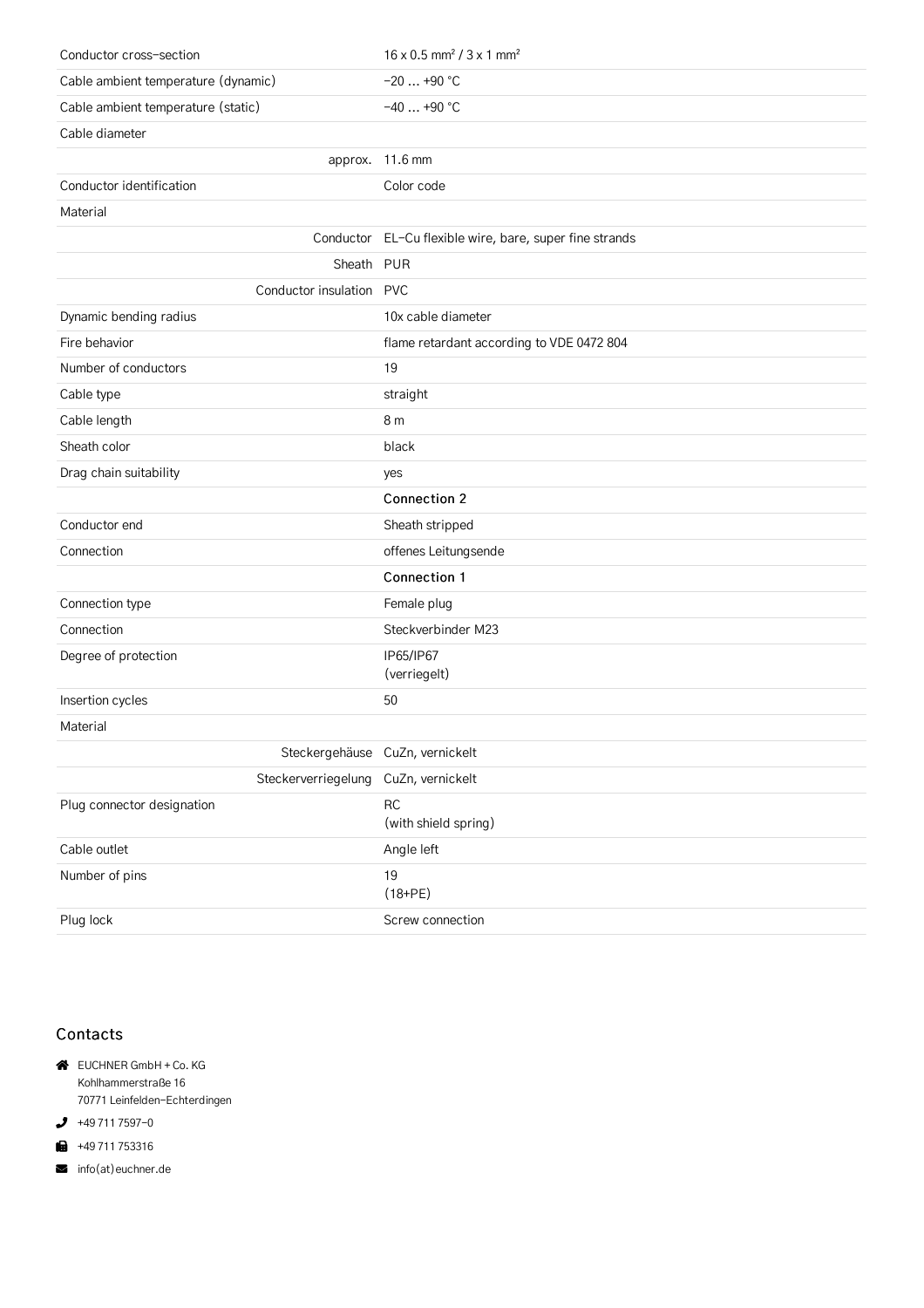| | |
|---|---|
| Conductor cross-section | 16 x 0.5 mm² / 3 x 1 mm² |
| Cable ambient temperature (dynamic) | −20 … +90 °C |
| Cable ambient temperature (static) | −40 … +90 °C |
| Cable diameter | |
| approx. | 11.6 mm |
| Conductor identification | Color code |
| Material | |
| Conductor | EL-Cu flexible wire, bare, super fine strands |
| Sheath | PUR |
| Conductor insulation | PVC |
| Dynamic bending radius | 10x cable diameter |
| Fire behavior | flame retardant according to VDE 0472 804 |
| Number of conductors | 19 |
| Cable type | straight |
| Cable length | 8 m |
| Sheath color | black |
| Drag chain suitability | yes |
| | **Connection 2** |
| Conductor end | Sheath stripped |
| Connection | offenes Leitungsende |
| | **Connection 1** |
| Connection type | Female plug |
| Connection | Steckverbinder M23 |
| Degree of protection | IP65/IP67 (verriegelt) |
| Insertion cycles | 50 |
| Material | |
| Steckergehäuse | CuZn, vernickelt |
| Steckerverriegelung | CuZn, vernickelt |
| Plug connector designation | RC (with shield spring) |
| Cable outlet | Angle left |
| Number of pins | 19 (18+PE) |
| Plug lock | Screw connection |

## Contacts

EUCHNER GmbH + Co. KG
Kohlhammerstraße 16
70771 Leinfelden-Echterdingen

+49 711 7597-0

+49 711 753316

info(at)euchner.de